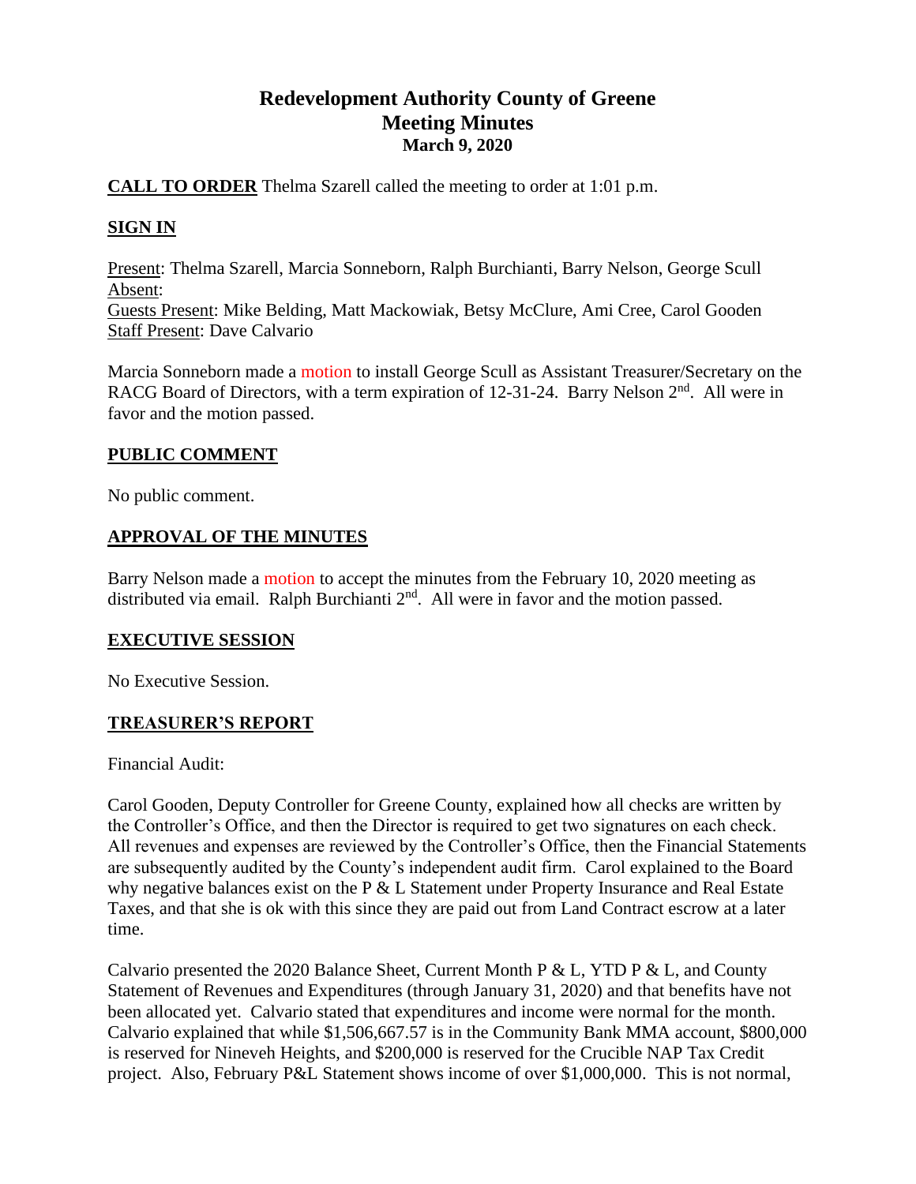# Redevelopment Authority County of Greene
## Meeting Minutes
### March 9, 2020

**CALL TO ORDER** Thelma Szarell called the meeting to order at 1:01 p.m.

## SIGN IN

Present: Thelma Szarell, Marcia Sonneborn, Ralph Burchianti, Barry Nelson, George Scull
Absent:
Guests Present: Mike Belding, Matt Mackowiak, Betsy McClure, Ami Cree, Carol Gooden
Staff Present: Dave Calvario

Marcia Sonneborn made a motion to install George Scull as Assistant Treasurer/Secretary on the RACG Board of Directors, with a term expiration of 12-31-24. Barry Nelson 2nd. All were in favor and the motion passed.

## PUBLIC COMMENT

No public comment.

## APPROVAL OF THE MINUTES

Barry Nelson made a motion to accept the minutes from the February 10, 2020 meeting as distributed via email. Ralph Burchianti 2nd. All were in favor and the motion passed.

## EXECUTIVE SESSION

No Executive Session.

## TREASURER'S REPORT

Financial Audit:

Carol Gooden, Deputy Controller for Greene County, explained how all checks are written by the Controller's Office, and then the Director is required to get two signatures on each check. All revenues and expenses are reviewed by the Controller's Office, then the Financial Statements are subsequently audited by the County's independent audit firm. Carol explained to the Board why negative balances exist on the P & L Statement under Property Insurance and Real Estate Taxes, and that she is ok with this since they are paid out from Land Contract escrow at a later time.

Calvario presented the 2020 Balance Sheet, Current Month P & L, YTD P & L, and County Statement of Revenues and Expenditures (through January 31, 2020) and that benefits have not been allocated yet. Calvario stated that expenditures and income were normal for the month. Calvario explained that while $1,506,667.57 is in the Community Bank MMA account, $800,000 is reserved for Nineveh Heights, and $200,000 is reserved for the Crucible NAP Tax Credit project. Also, February P&L Statement shows income of over $1,000,000. This is not normal,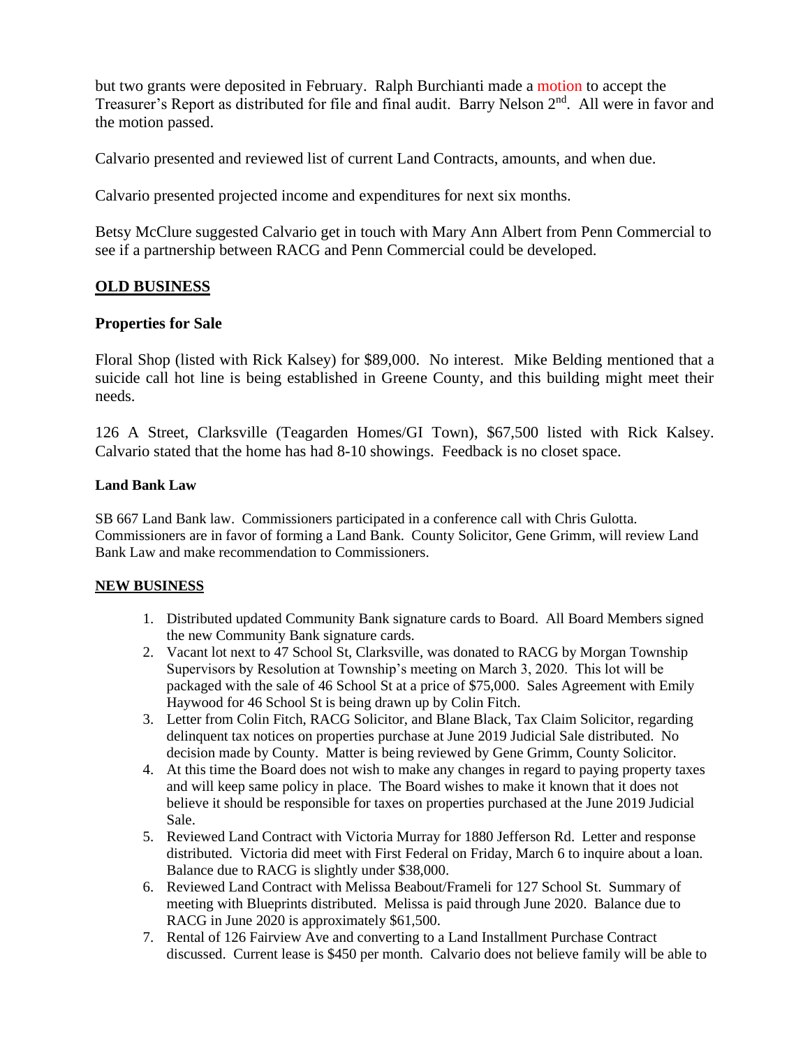but two grants were deposited in February. Ralph Burchianti made a motion to accept the Treasurer's Report as distributed for file and final audit. Barry Nelson 2nd. All were in favor and the motion passed.

Calvario presented and reviewed list of current Land Contracts, amounts, and when due.

Calvario presented projected income and expenditures for next six months.

Betsy McClure suggested Calvario get in touch with Mary Ann Albert from Penn Commercial to see if a partnership between RACG and Penn Commercial could be developed.

## OLD BUSINESS

### Properties for Sale

Floral Shop (listed with Rick Kalsey) for $89,000. No interest. Mike Belding mentioned that a suicide call hot line is being established in Greene County, and this building might meet their needs.

126 A Street, Clarksville (Teagarden Homes/GI Town), $67,500 listed with Rick Kalsey. Calvario stated that the home has had 8-10 showings. Feedback is no closet space.

#### Land Bank Law

SB 667 Land Bank law. Commissioners participated in a conference call with Chris Gulotta. Commissioners are in favor of forming a Land Bank. County Solicitor, Gene Grimm, will review Land Bank Law and make recommendation to Commissioners.

## NEW BUSINESS

1. Distributed updated Community Bank signature cards to Board. All Board Members signed the new Community Bank signature cards.
2. Vacant lot next to 47 School St, Clarksville, was donated to RACG by Morgan Township Supervisors by Resolution at Township's meeting on March 3, 2020. This lot will be packaged with the sale of 46 School St at a price of $75,000. Sales Agreement with Emily Haywood for 46 School St is being drawn up by Colin Fitch.
3. Letter from Colin Fitch, RACG Solicitor, and Blane Black, Tax Claim Solicitor, regarding delinquent tax notices on properties purchase at June 2019 Judicial Sale distributed. No decision made by County. Matter is being reviewed by Gene Grimm, County Solicitor.
4. At this time the Board does not wish to make any changes in regard to paying property taxes and will keep same policy in place. The Board wishes to make it known that it does not believe it should be responsible for taxes on properties purchased at the June 2019 Judicial Sale.
5. Reviewed Land Contract with Victoria Murray for 1880 Jefferson Rd. Letter and response distributed. Victoria did meet with First Federal on Friday, March 6 to inquire about a loan. Balance due to RACG is slightly under $38,000.
6. Reviewed Land Contract with Melissa Beabout/Frameli for 127 School St. Summary of meeting with Blueprints distributed. Melissa is paid through June 2020. Balance due to RACG in June 2020 is approximately $61,500.
7. Rental of 126 Fairview Ave and converting to a Land Installment Purchase Contract discussed. Current lease is $450 per month. Calvario does not believe family will be able to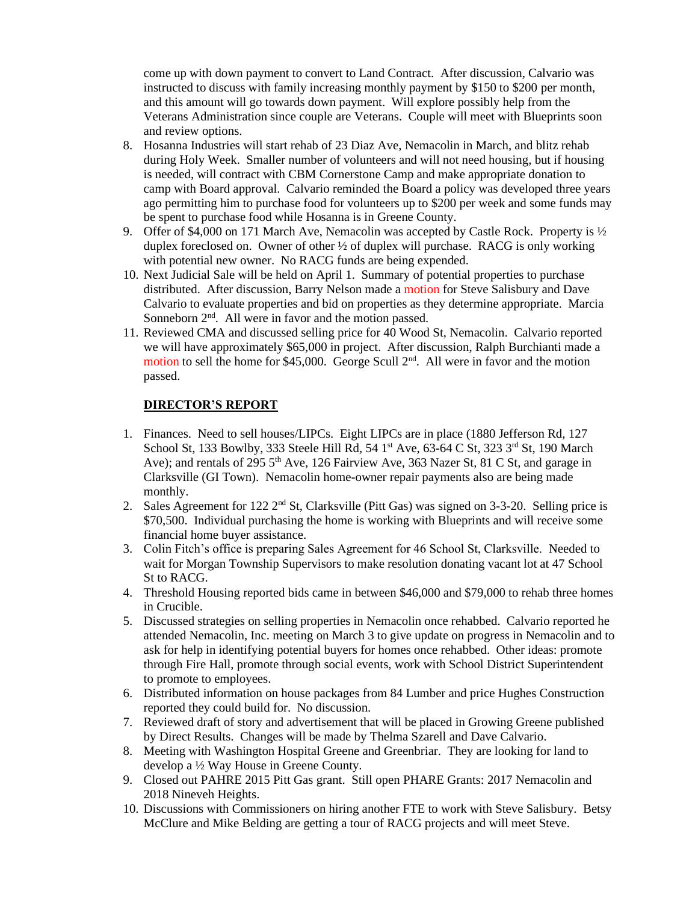come up with down payment to convert to Land Contract. After discussion, Calvario was instructed to discuss with family increasing monthly payment by $150 to $200 per month, and this amount will go towards down payment. Will explore possibly help from the Veterans Administration since couple are Veterans. Couple will meet with Blueprints soon and review options.

8. Hosanna Industries will start rehab of 23 Diaz Ave, Nemacolin in March, and blitz rehab during Holy Week. Smaller number of volunteers and will not need housing, but if housing is needed, will contract with CBM Cornerstone Camp and make appropriate donation to camp with Board approval. Calvario reminded the Board a policy was developed three years ago permitting him to purchase food for volunteers up to $200 per week and some funds may be spent to purchase food while Hosanna is in Greene County.
9. Offer of $4,000 on 171 March Ave, Nemacolin was accepted by Castle Rock. Property is ½ duplex foreclosed on. Owner of other ½ of duplex will purchase. RACG is only working with potential new owner. No RACG funds are being expended.
10. Next Judicial Sale will be held on April 1. Summary of potential properties to purchase distributed. After discussion, Barry Nelson made a motion for Steve Salisbury and Dave Calvario to evaluate properties and bid on properties as they determine appropriate. Marcia Sonneborn 2nd. All were in favor and the motion passed.
11. Reviewed CMA and discussed selling price for 40 Wood St, Nemacolin. Calvario reported we will have approximately $65,000 in project. After discussion, Ralph Burchianti made a motion to sell the home for $45,000. George Scull 2nd. All were in favor and the motion passed.

**DIRECTOR'S REPORT**

1. Finances. Need to sell houses/LIPCs. Eight LIPCs are in place (1880 Jefferson Rd, 127 School St, 133 Bowlby, 333 Steele Hill Rd, 54 1st Ave, 63-64 C St, 323 3rd St, 190 March Ave); and rentals of 295 5th Ave, 126 Fairview Ave, 363 Nazer St, 81 C St, and garage in Clarksville (GI Town). Nemacolin home-owner repair payments also are being made monthly.
2. Sales Agreement for 122 2nd St, Clarksville (Pitt Gas) was signed on 3-3-20. Selling price is $70,500. Individual purchasing the home is working with Blueprints and will receive some financial home buyer assistance.
3. Colin Fitch's office is preparing Sales Agreement for 46 School St, Clarksville. Needed to wait for Morgan Township Supervisors to make resolution donating vacant lot at 47 School St to RACG.
4. Threshold Housing reported bids came in between $46,000 and $79,000 to rehab three homes in Crucible.
5. Discussed strategies on selling properties in Nemacolin once rehabbed. Calvario reported he attended Nemacolin, Inc. meeting on March 3 to give update on progress in Nemacolin and to ask for help in identifying potential buyers for homes once rehabbed. Other ideas: promote through Fire Hall, promote through social events, work with School District Superintendent to promote to employees.
6. Distributed information on house packages from 84 Lumber and price Hughes Construction reported they could build for. No discussion.
7. Reviewed draft of story and advertisement that will be placed in Growing Greene published by Direct Results. Changes will be made by Thelma Szarell and Dave Calvario.
8. Meeting with Washington Hospital Greene and Greenbriar. They are looking for land to develop a ½ Way House in Greene County.
9. Closed out PAHRE 2015 Pitt Gas grant. Still open PHARE Grants: 2017 Nemacolin and 2018 Nineveh Heights.
10. Discussions with Commissioners on hiring another FTE to work with Steve Salisbury. Betsy McClure and Mike Belding are getting a tour of RACG projects and will meet Steve.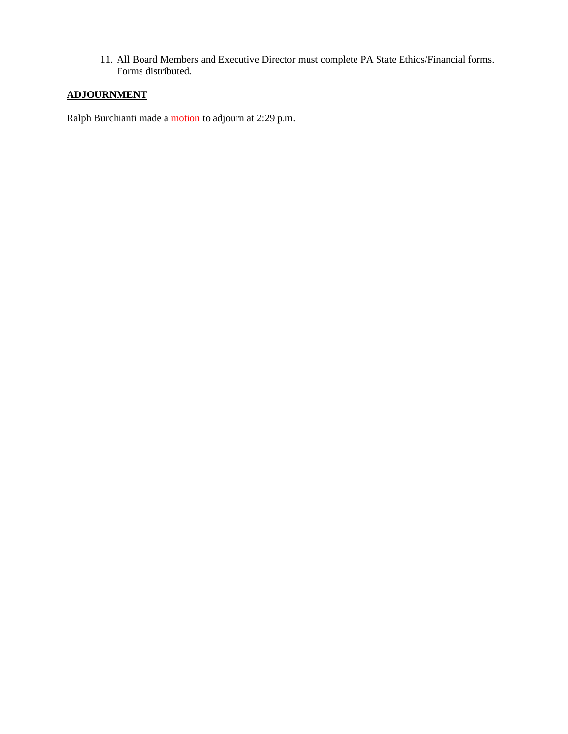11. All Board Members and Executive Director must complete PA State Ethics/Financial forms. Forms distributed.

**ADJOURNMENT**

Ralph Burchianti made a motion to adjourn at 2:29 p.m.